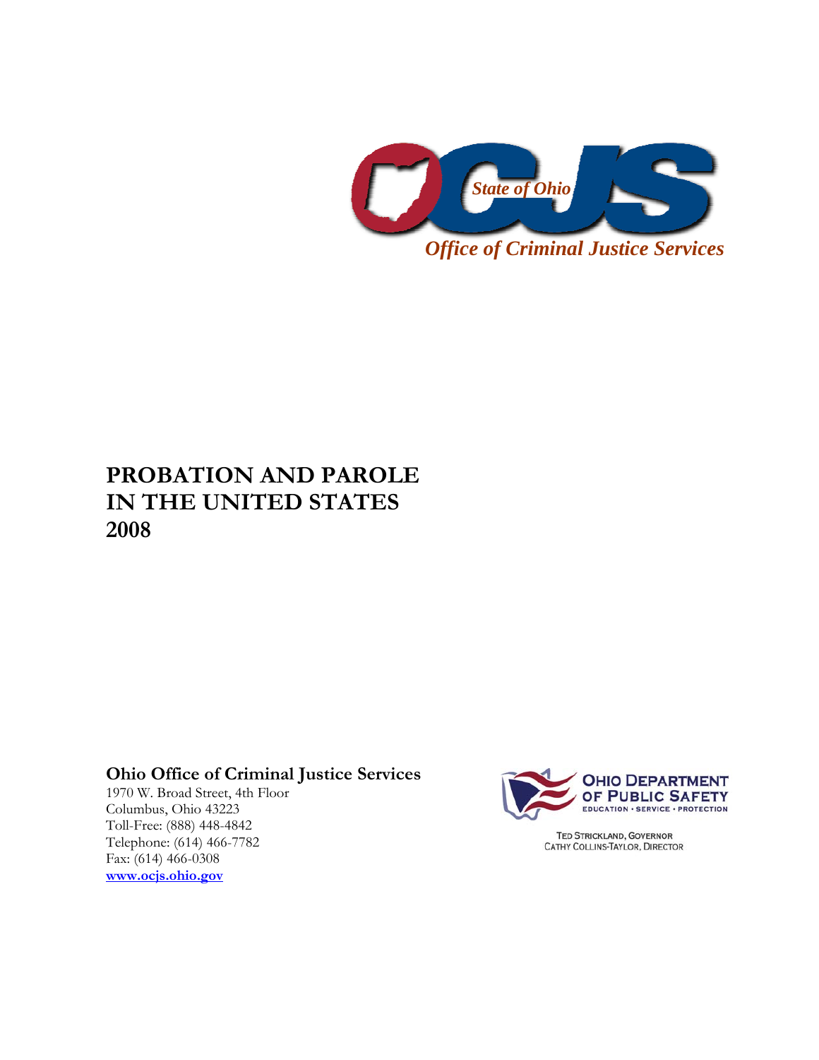State of Ohio

Office of Criminal Justice Services

# PROBATION AND PAROLE IN THE UNITED STATES 2008

**Ohio Office of Criminal Justice Services**
1970 W. Broad Street, 4th Floor
Columbus, Ohio 43223
Toll-Free: (888) 448-4842
Telephone: (614) 466-7782
Fax: (614) 466-0308
**www.ocjs.ohio.gov**

OHIO DEPARTMENT OF PUBLIC SAFETY
EDUCATION • SERVICE • PROTECTION

TED STRICKLAND, GOVERNOR
CATHY COLLINS-TAYLOR, DIRECTOR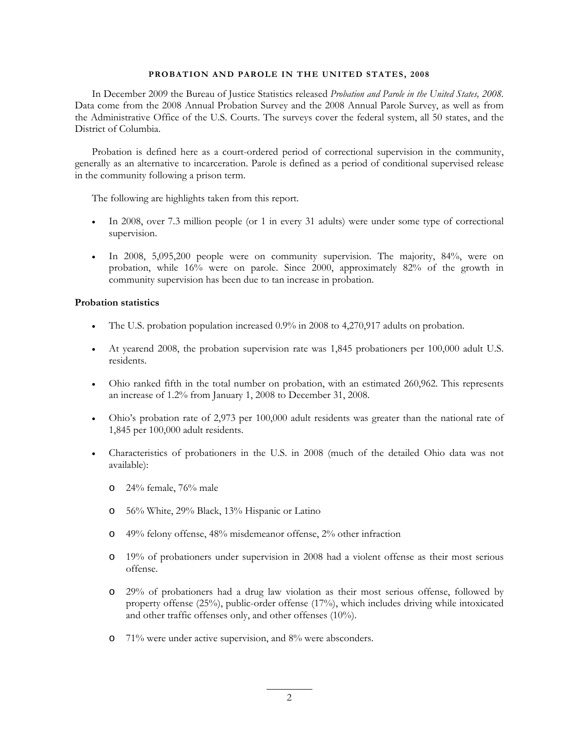**PROBATION AND PAROLE IN THE UNITED STATES, 2008**

In December 2009 the Bureau of Justice Statistics released *Probation and Parole in the United States, 2008*. Data come from the 2008 Annual Probation Survey and the 2008 Annual Parole Survey, as well as from the Administrative Office of the U.S. Courts. The surveys cover the federal system, all 50 states, and the District of Columbia.

Probation is defined here as a court-ordered period of correctional supervision in the community, generally as an alternative to incarceration. Parole is defined as a period of conditional supervised release in the community following a prison term.

The following are highlights taken from this report.

- In 2008, over 7.3 million people (or 1 in every 31 adults) were under some type of correctional supervision.
- In 2008, 5,095,200 people were on community supervision. The majority, 84%, were on probation, while 16% were on parole. Since 2000, approximately 82% of the growth in community supervision has been due to tan increase in probation.

**Probation statistics**

- The U.S. probation population increased 0.9% in 2008 to 4,270,917 adults on probation.
- At yearend 2008, the probation supervision rate was 1,845 probationers per 100,000 adult U.S. residents.
- Ohio ranked fifth in the total number on probation, with an estimated 260,962. This represents an increase of 1.2% from January 1, 2008 to December 31, 2008.
- Ohio's probation rate of 2,973 per 100,000 adult residents was greater than the national rate of 1,845 per 100,000 adult residents.
- Characteristics of probationers in the U.S. in 2008 (much of the detailed Ohio data was not available):
  - 24% female, 76% male
  - 56% White, 29% Black, 13% Hispanic or Latino
  - 49% felony offense, 48% misdemeanor offense, 2% other infraction
  - 19% of probationers under supervision in 2008 had a violent offense as their most serious offense.
  - 29% of probationers had a drug law violation as their most serious offense, followed by property offense (25%), public-order offense (17%), which includes driving while intoxicated and other traffic offenses only, and other offenses (10%).
  - 71% were under active supervision, and 8% were absconders.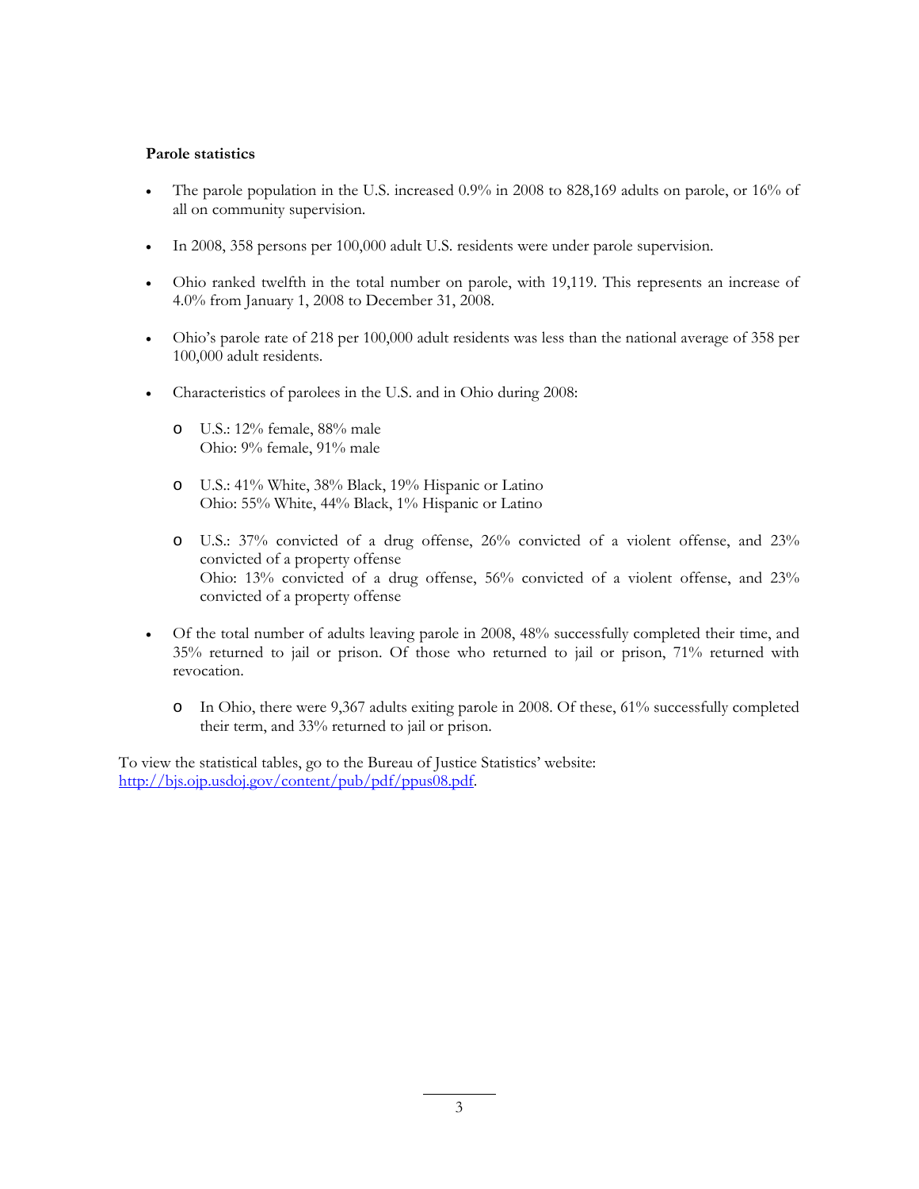**Parole statistics**

- The parole population in the U.S. increased 0.9% in 2008 to 828,169 adults on parole, or 16% of all on community supervision.
- In 2008, 358 persons per 100,000 adult U.S. residents were under parole supervision.
- Ohio ranked twelfth in the total number on parole, with 19,119. This represents an increase of 4.0% from January 1, 2008 to December 31, 2008.
- Ohio's parole rate of 218 per 100,000 adult residents was less than the national average of 358 per 100,000 adult residents.
- Characteristics of parolees in the U.S. and in Ohio during 2008:
  - U.S.: 12% female, 88% male
    Ohio: 9% female, 91% male
  - U.S.: 41% White, 38% Black, 19% Hispanic or Latino
    Ohio: 55% White, 44% Black, 1% Hispanic or Latino
  - U.S.: 37% convicted of a drug offense, 26% convicted of a violent offense, and 23% convicted of a property offense
    Ohio: 13% convicted of a drug offense, 56% convicted of a violent offense, and 23% convicted of a property offense
- Of the total number of adults leaving parole in 2008, 48% successfully completed their time, and 35% returned to jail or prison. Of those who returned to jail or prison, 71% returned with revocation.
  - In Ohio, there were 9,367 adults exiting parole in 2008. Of these, 61% successfully completed their term, and 33% returned to jail or prison.

To view the statistical tables, go to the Bureau of Justice Statistics' website:
http://bjs.ojp.usdoj.gov/content/pub/pdf/ppus08.pdf.